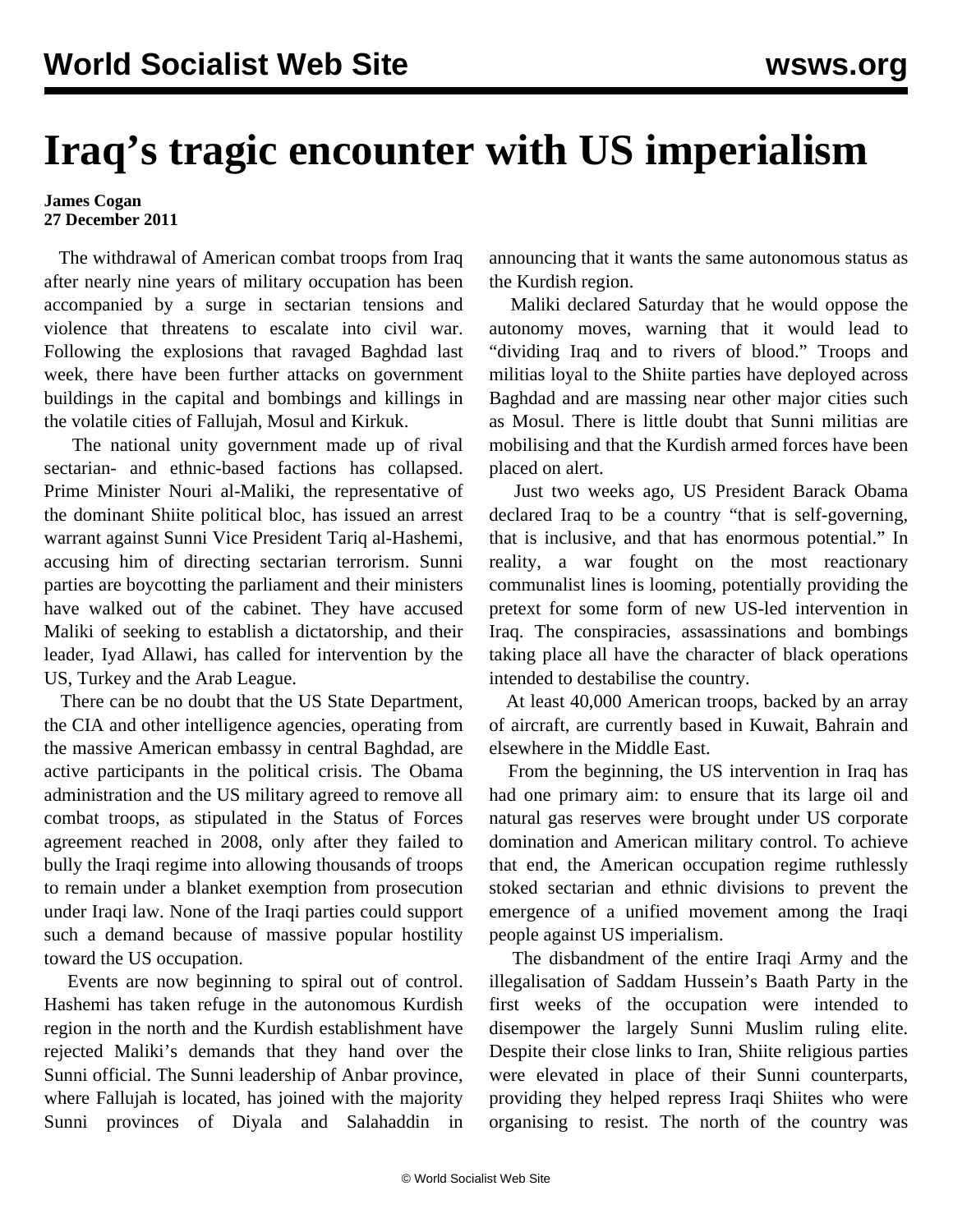# Iraq's tragic encounter with US imperialism

**James Cogan**
**27 December 2011**

The withdrawal of American combat troops from Iraq after nearly nine years of military occupation has been accompanied by a surge in sectarian tensions and violence that threatens to escalate into civil war. Following the explosions that ravaged Baghdad last week, there have been further attacks on government buildings in the capital and bombings and killings in the volatile cities of Fallujah, Mosul and Kirkuk.

The national unity government made up of rival sectarian- and ethnic-based factions has collapsed. Prime Minister Nouri al-Maliki, the representative of the dominant Shiite political bloc, has issued an arrest warrant against Sunni Vice President Tariq al-Hashemi, accusing him of directing sectarian terrorism. Sunni parties are boycotting the parliament and their ministers have walked out of the cabinet. They have accused Maliki of seeking to establish a dictatorship, and their leader, Iyad Allawi, has called for intervention by the US, Turkey and the Arab League.

There can be no doubt that the US State Department, the CIA and other intelligence agencies, operating from the massive American embassy in central Baghdad, are active participants in the political crisis. The Obama administration and the US military agreed to remove all combat troops, as stipulated in the Status of Forces agreement reached in 2008, only after they failed to bully the Iraqi regime into allowing thousands of troops to remain under a blanket exemption from prosecution under Iraqi law. None of the Iraqi parties could support such a demand because of massive popular hostility toward the US occupation.

Events are now beginning to spiral out of control. Hashemi has taken refuge in the autonomous Kurdish region in the north and the Kurdish establishment have rejected Maliki's demands that they hand over the Sunni official. The Sunni leadership of Anbar province, where Fallujah is located, has joined with the majority Sunni provinces of Diyala and Salahaddin in announcing that it wants the same autonomous status as the Kurdish region.

Maliki declared Saturday that he would oppose the autonomy moves, warning that it would lead to "dividing Iraq and to rivers of blood." Troops and militias loyal to the Shiite parties have deployed across Baghdad and are massing near other major cities such as Mosul. There is little doubt that Sunni militias are mobilising and that the Kurdish armed forces have been placed on alert.

Just two weeks ago, US President Barack Obama declared Iraq to be a country "that is self-governing, that is inclusive, and that has enormous potential." In reality, a war fought on the most reactionary communalist lines is looming, potentially providing the pretext for some form of new US-led intervention in Iraq. The conspiracies, assassinations and bombings taking place all have the character of black operations intended to destabilise the country.

At least 40,000 American troops, backed by an array of aircraft, are currently based in Kuwait, Bahrain and elsewhere in the Middle East.

From the beginning, the US intervention in Iraq has had one primary aim: to ensure that its large oil and natural gas reserves were brought under US corporate domination and American military control. To achieve that end, the American occupation regime ruthlessly stoked sectarian and ethnic divisions to prevent the emergence of a unified movement among the Iraqi people against US imperialism.

The disbandment of the entire Iraqi Army and the illegalisation of Saddam Hussein's Baath Party in the first weeks of the occupation were intended to disempower the largely Sunni Muslim ruling elite. Despite their close links to Iran, Shiite religious parties were elevated in place of their Sunni counterparts, providing they helped repress Iraqi Shiites who were organising to resist. The north of the country was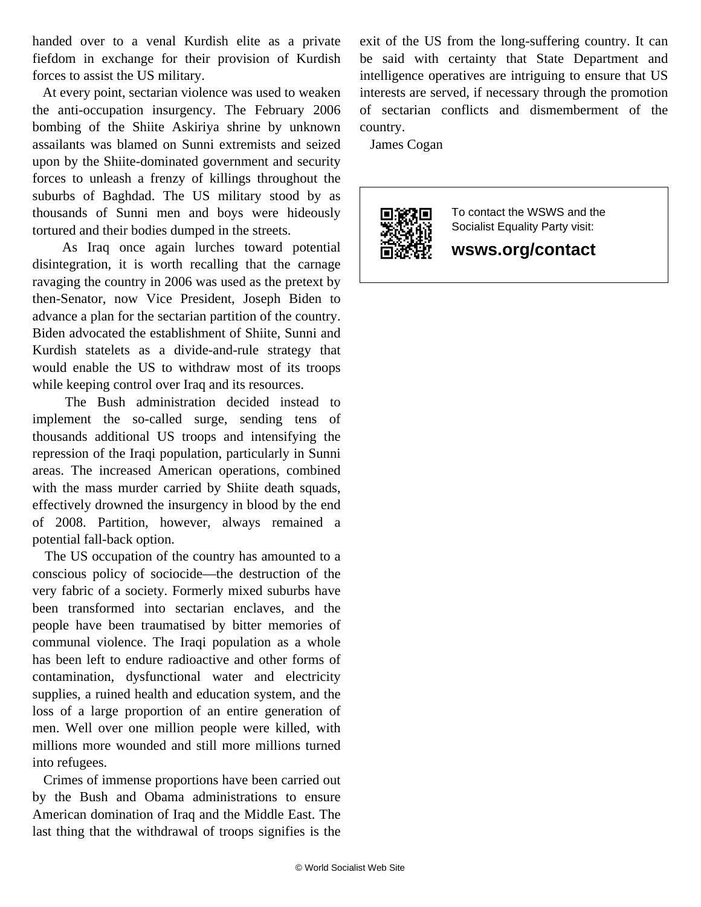handed over to a venal Kurdish elite as a private fiefdom in exchange for their provision of Kurdish forces to assist the US military.

At every point, sectarian violence was used to weaken the anti-occupation insurgency. The February 2006 bombing of the Shiite Askiriya shrine by unknown assailants was blamed on Sunni extremists and seized upon by the Shiite-dominated government and security forces to unleash a frenzy of killings throughout the suburbs of Baghdad. The US military stood by as thousands of Sunni men and boys were hideously tortured and their bodies dumped in the streets.

As Iraq once again lurches toward potential disintegration, it is worth recalling that the carnage ravaging the country in 2006 was used as the pretext by then-Senator, now Vice President, Joseph Biden to advance a plan for the sectarian partition of the country. Biden advocated the establishment of Shiite, Sunni and Kurdish statelets as a divide-and-rule strategy that would enable the US to withdraw most of its troops while keeping control over Iraq and its resources.

The Bush administration decided instead to implement the so-called surge, sending tens of thousands additional US troops and intensifying the repression of the Iraqi population, particularly in Sunni areas. The increased American operations, combined with the mass murder carried by Shiite death squads, effectively drowned the insurgency in blood by the end of 2008. Partition, however, always remained a potential fall-back option.

The US occupation of the country has amounted to a conscious policy of sociocide—the destruction of the very fabric of a society. Formerly mixed suburbs have been transformed into sectarian enclaves, and the people have been traumatised by bitter memories of communal violence. The Iraqi population as a whole has been left to endure radioactive and other forms of contamination, dysfunctional water and electricity supplies, a ruined health and education system, and the loss of a large proportion of an entire generation of men. Well over one million people were killed, with millions more wounded and still more millions turned into refugees.

Crimes of immense proportions have been carried out by the Bush and Obama administrations to ensure American domination of Iraq and the Middle East. The last thing that the withdrawal of troops signifies is the exit of the US from the long-suffering country. It can be said with certainty that State Department and intelligence operatives are intriguing to ensure that US interests are served, if necessary through the promotion of sectarian conflicts and dismemberment of the country.

James Cogan

To contact the WSWS and the Socialist Equality Party visit:

**wsws.org/contact**